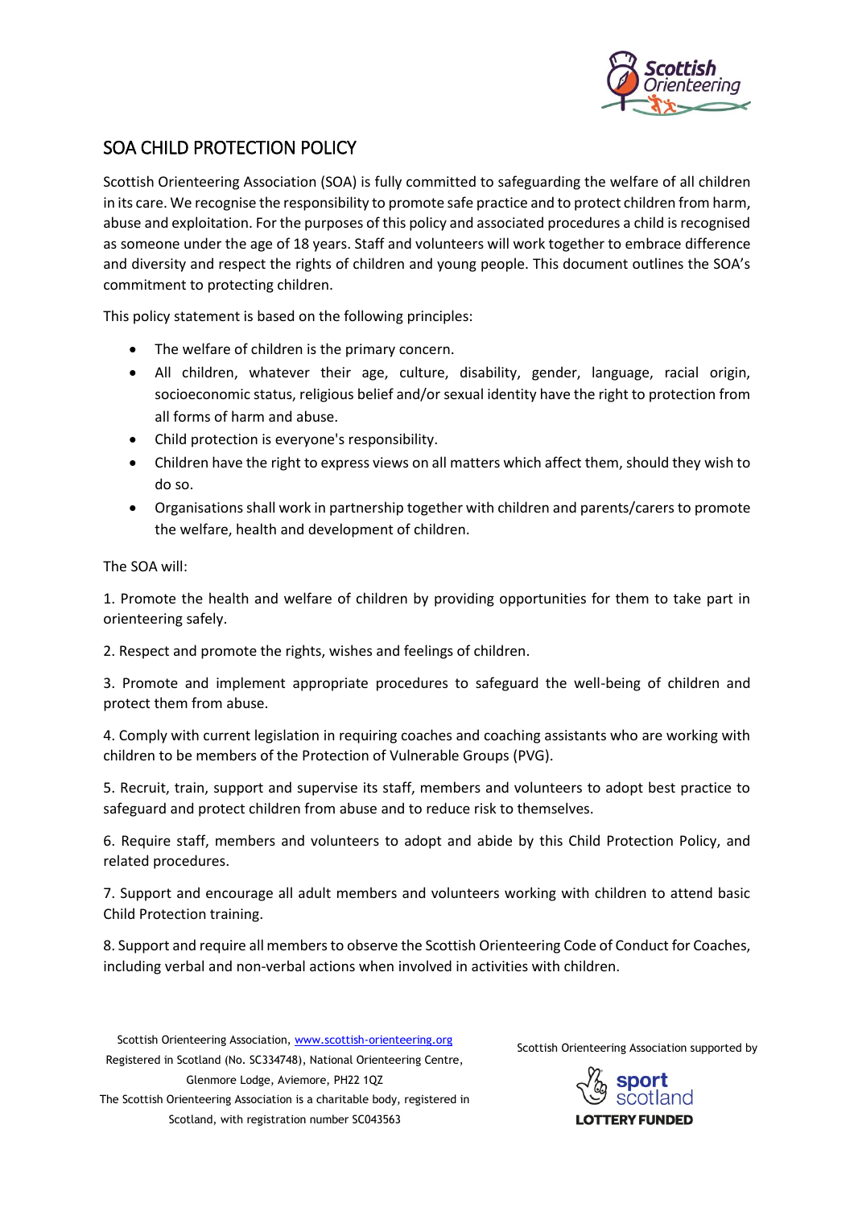# SOA CHILD PROTECTION POLICY

Scottish Orienteering Association (SOA) is fully committed to safeguarding the welfare of all children in its care. We recognise the responsibility to promote safe practice and to protect children from harm, abuse and exploitation. For the purposes of this policy and associated procedures a child is recognised as someone under the age of 18 years. Staff and volunteers will work together to embrace difference and diversity and respect the rights of children and young people. This document outlines the SOA's commitment to protecting children.

This policy statement is based on the following principles:

- The welfare of children is the primary concern.
- All children, whatever their age, culture, disability, gender, language, racial origin, socioeconomic status, religious belief and/or sexual identity have the right to protection from all forms of harm and abuse.
- Child protection is everyone's responsibility.
- Children have the right to express views on all matters which affect them, should they wish to do so.
- Organisations shall work in partnership together with children and parents/carers to promote the welfare, health and development of children.

The SOA will:

1. Promote the health and welfare of children by providing opportunities for them to take part in orienteering safely.

2. Respect and promote the rights, wishes and feelings of children.

3. Promote and implement appropriate procedures to safeguard the well-being of children and protect them from abuse.

4. Comply with current legislation in requiring coaches and coaching assistants who are working with children to be members of the Protection of Vulnerable Groups (PVG).

5. Recruit, train, support and supervise its staff, members and volunteers to adopt best practice to safeguard and protect children from abuse and to reduce risk to themselves.

6. Require staff, members and volunteers to adopt and abide by this Child Protection Policy, and related procedures.

7. Support and encourage all adult members and volunteers working with children to attend basic Child Protection training.

8. Support and require all members to observe the Scottish Orienteering Code of Conduct for Coaches, including verbal and non-verbal actions when involved in activities with children.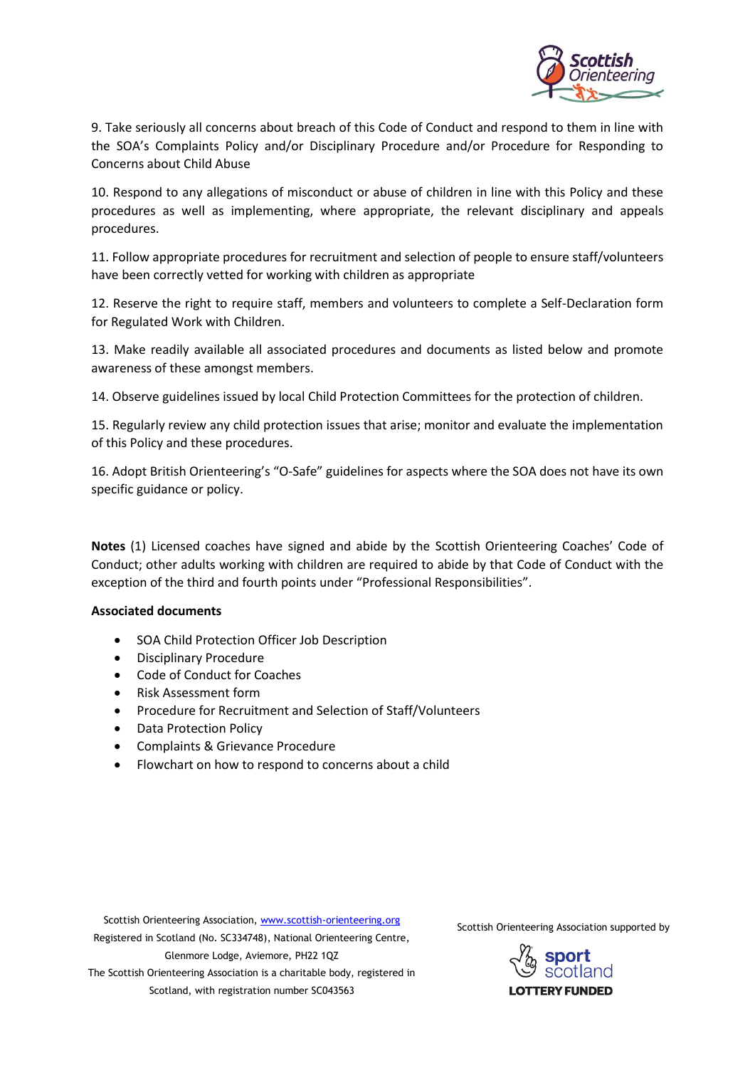9. Take seriously all concerns about breach of this Code of Conduct and respond to them in line with the SOA's Complaints Policy and/or Disciplinary Procedure and/or Procedure for Responding to Concerns about Child Abuse

10. Respond to any allegations of misconduct or abuse of children in line with this Policy and these procedures as well as implementing, where appropriate, the relevant disciplinary and appeals procedures.

11. Follow appropriate procedures for recruitment and selection of people to ensure staff/volunteers have been correctly vetted for working with children as appropriate

12. Reserve the right to require staff, members and volunteers to complete a Self-Declaration form for Regulated Work with Children.

13. Make readily available all associated procedures and documents as listed below and promote awareness of these amongst members.

14. Observe guidelines issued by local Child Protection Committees for the protection of children.

15. Regularly review any child protection issues that arise; monitor and evaluate the implementation of this Policy and these procedures.

16. Adopt British Orienteering's "O-Safe" guidelines for aspects where the SOA does not have its own specific guidance or policy.

**Notes** (1) Licensed coaches have signed and abide by the Scottish Orienteering Coaches' Code of Conduct; other adults working with children are required to abide by that Code of Conduct with the exception of the third and fourth points under "Professional Responsibilities".

**Associated documents**

- SOA Child Protection Officer Job Description
- Disciplinary Procedure
- Code of Conduct for Coaches
- Risk Assessment form
- Procedure for Recruitment and Selection of Staff/Volunteers
- Data Protection Policy
- Complaints & Grievance Procedure
- Flowchart on how to respond to concerns about a child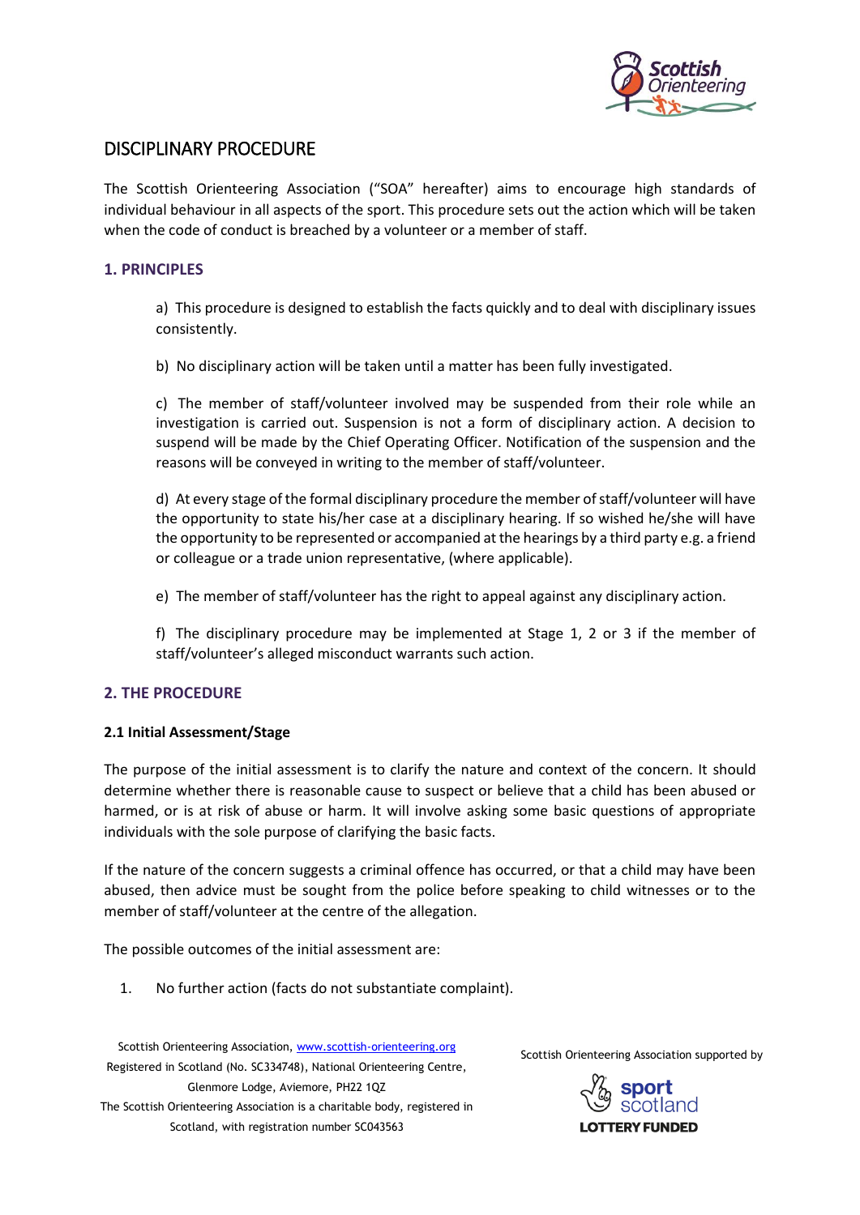# DISCIPLINARY PROCEDURE

The Scottish Orienteering Association ("SOA" hereafter) aims to encourage high standards of individual behaviour in all aspects of the sport. This procedure sets out the action which will be taken when the code of conduct is breached by a volunteer or a member of staff.

## 1. PRINCIPLES

a) This procedure is designed to establish the facts quickly and to deal with disciplinary issues consistently.

b) No disciplinary action will be taken until a matter has been fully investigated.

c) The member of staff/volunteer involved may be suspended from their role while an investigation is carried out. Suspension is not a form of disciplinary action. A decision to suspend will be made by the Chief Operating Officer. Notification of the suspension and the reasons will be conveyed in writing to the member of staff/volunteer.

d) At every stage of the formal disciplinary procedure the member of staff/volunteer will have the opportunity to state his/her case at a disciplinary hearing. If so wished he/she will have the opportunity to be represented or accompanied at the hearings by a third party e.g. a friend or colleague or a trade union representative, (where applicable).

e) The member of staff/volunteer has the right to appeal against any disciplinary action.

f) The disciplinary procedure may be implemented at Stage 1, 2 or 3 if the member of staff/volunteer's alleged misconduct warrants such action.

## 2. THE PROCEDURE

### 2.1 Initial Assessment/Stage

The purpose of the initial assessment is to clarify the nature and context of the concern. It should determine whether there is reasonable cause to suspect or believe that a child has been abused or harmed, or is at risk of abuse or harm. It will involve asking some basic questions of appropriate individuals with the sole purpose of clarifying the basic facts.

If the nature of the concern suggests a criminal offence has occurred, or that a child may have been abused, then advice must be sought from the police before speaking to child witnesses or to the member of staff/volunteer at the centre of the allegation.

The possible outcomes of the initial assessment are:

1. No further action (facts do not substantiate complaint).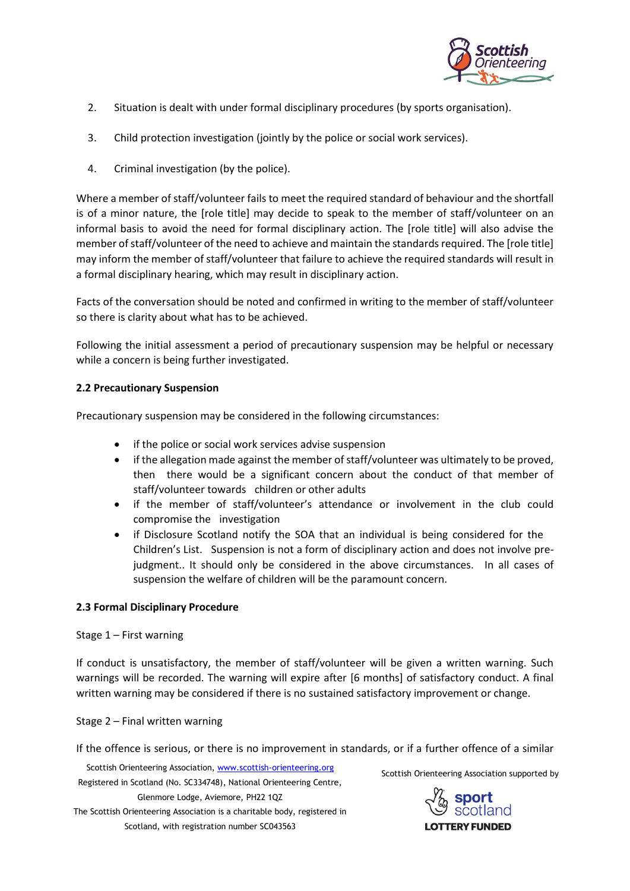2. Situation is dealt with under formal disciplinary procedures (by sports organisation).

3. Child protection investigation (jointly by the police or social work services).

4. Criminal investigation (by the police).

Where a member of staff/volunteer fails to meet the required standard of behaviour and the shortfall is of a minor nature, the [role title] may decide to speak to the member of staff/volunteer on an informal basis to avoid the need for formal disciplinary action. The [role title] will also advise the member of staff/volunteer of the need to achieve and maintain the standards required. The [role title] may inform the member of staff/volunteer that failure to achieve the required standards will result in a formal disciplinary hearing, which may result in disciplinary action.

Facts of the conversation should be noted and confirmed in writing to the member of staff/volunteer so there is clarity about what has to be achieved.

Following the initial assessment a period of precautionary suspension may be helpful or necessary while a concern is being further investigated.

**2.2 Precautionary Suspension**

Precautionary suspension may be considered in the following circumstances:

- if the police or social work services advise suspension
- if the allegation made against the member of staff/volunteer was ultimately to be proved, then there would be a significant concern about the conduct of that member of staff/volunteer towards children or other adults
- if the member of staff/volunteer's attendance or involvement in the club could compromise the investigation
- if Disclosure Scotland notify the SOA that an individual is being considered for the Children's List. Suspension is not a form of disciplinary action and does not involve pre-judgment.. It should only be considered in the above circumstances. In all cases of suspension the welfare of children will be the paramount concern.

**2.3 Formal Disciplinary Procedure**

Stage 1 – First warning

If conduct is unsatisfactory, the member of staff/volunteer will be given a written warning. Such warnings will be recorded. The warning will expire after [6 months] of satisfactory conduct. A final written warning may be considered if there is no sustained satisfactory improvement or change.

Stage 2 – Final written warning

If the offence is serious, or there is no improvement in standards, or if a further offence of a similar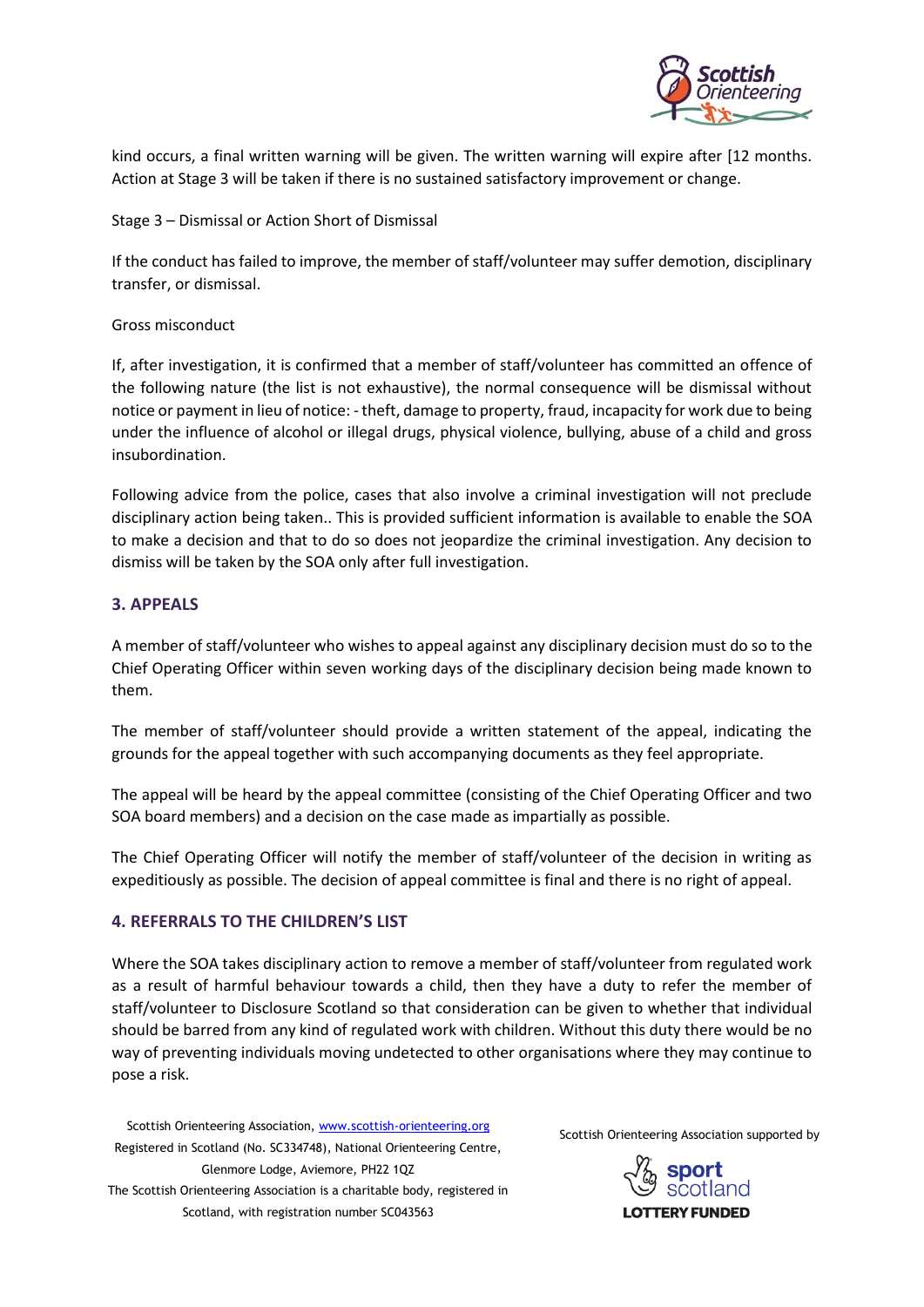kind occurs, a final written warning will be given. The written warning will expire after [12 months. Action at Stage 3 will be taken if there is no sustained satisfactory improvement or change.

Stage 3 – Dismissal or Action Short of Dismissal

If the conduct has failed to improve, the member of staff/volunteer may suffer demotion, disciplinary transfer, or dismissal.

Gross misconduct

If, after investigation, it is confirmed that a member of staff/volunteer has committed an offence of the following nature (the list is not exhaustive), the normal consequence will be dismissal without notice or payment in lieu of notice: - theft, damage to property, fraud, incapacity for work due to being under the influence of alcohol or illegal drugs, physical violence, bullying, abuse of a child and gross insubordination.

Following advice from the police, cases that also involve a criminal investigation will not preclude disciplinary action being taken.. This is provided sufficient information is available to enable the SOA to make a decision and that to do so does not jeopardize the criminal investigation. Any decision to dismiss will be taken by the SOA only after full investigation.

## 3. APPEALS

A member of staff/volunteer who wishes to appeal against any disciplinary decision must do so to the Chief Operating Officer within seven working days of the disciplinary decision being made known to them.

The member of staff/volunteer should provide a written statement of the appeal, indicating the grounds for the appeal together with such accompanying documents as they feel appropriate.

The appeal will be heard by the appeal committee (consisting of the Chief Operating Officer and two SOA board members) and a decision on the case made as impartially as possible.

The Chief Operating Officer will notify the member of staff/volunteer of the decision in writing as expeditiously as possible. The decision of appeal committee is final and there is no right of appeal.

## 4. REFERRALS TO THE CHILDREN'S LIST

Where the SOA takes disciplinary action to remove a member of staff/volunteer from regulated work as a result of harmful behaviour towards a child, then they have a duty to refer the member of staff/volunteer to Disclosure Scotland so that consideration can be given to whether that individual should be barred from any kind of regulated work with children. Without this duty there would be no way of preventing individuals moving undetected to other organisations where they may continue to pose a risk.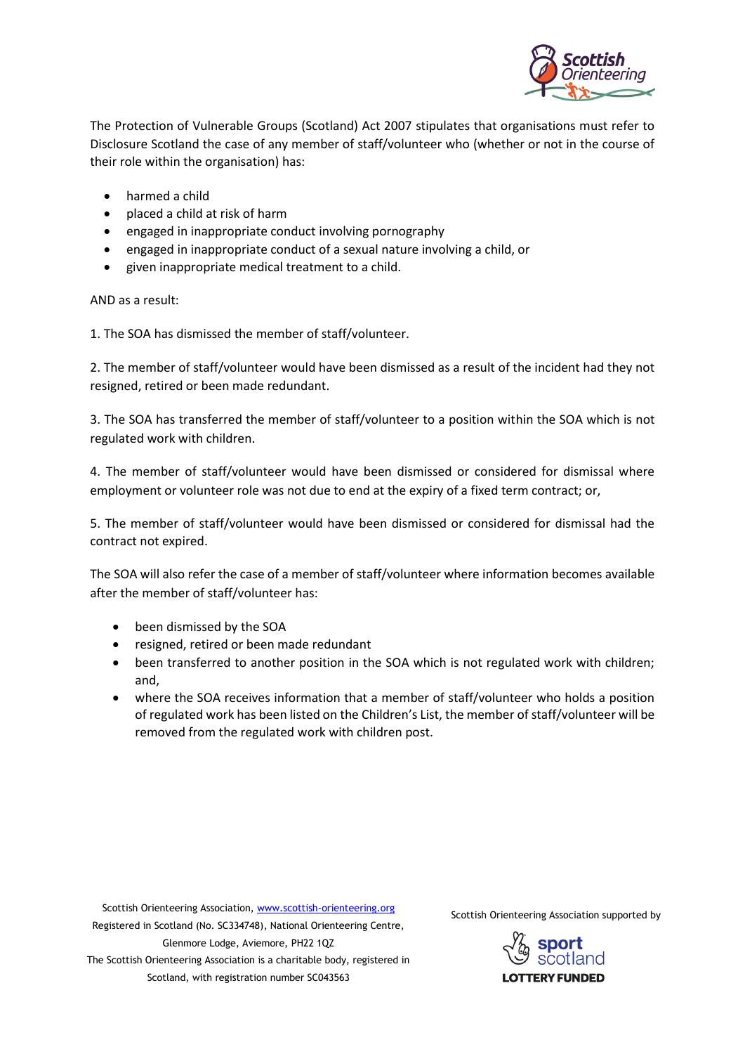The Protection of Vulnerable Groups (Scotland) Act 2007 stipulates that organisations must refer to Disclosure Scotland the case of any member of staff/volunteer who (whether or not in the course of their role within the organisation) has:

- harmed a child
- placed a child at risk of harm
- engaged in inappropriate conduct involving pornography
- engaged in inappropriate conduct of a sexual nature involving a child, or
- given inappropriate medical treatment to a child.

AND as a result:

1. The SOA has dismissed the member of staff/volunteer.

2. The member of staff/volunteer would have been dismissed as a result of the incident had they not resigned, retired or been made redundant.

3. The SOA has transferred the member of staff/volunteer to a position within the SOA which is not regulated work with children.

4. The member of staff/volunteer would have been dismissed or considered for dismissal where employment or volunteer role was not due to end at the expiry of a fixed term contract; or,

5. The member of staff/volunteer would have been dismissed or considered for dismissal had the contract not expired.

The SOA will also refer the case of a member of staff/volunteer where information becomes available after the member of staff/volunteer has:

- been dismissed by the SOA
- resigned, retired or been made redundant
- been transferred to another position in the SOA which is not regulated work with children; and,
- where the SOA receives information that a member of staff/volunteer who holds a position of regulated work has been listed on the Children's List, the member of staff/volunteer will be removed from the regulated work with children post.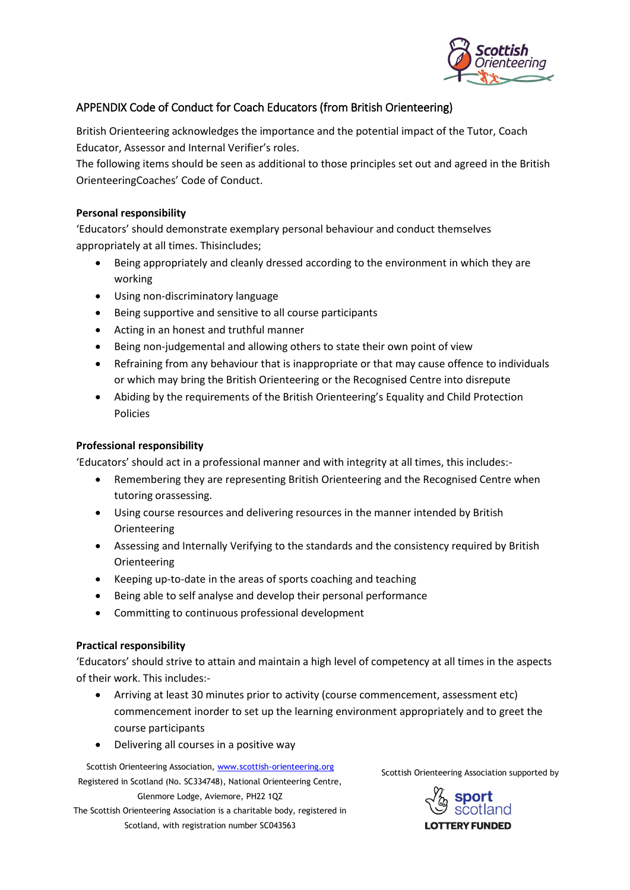## APPENDIX Code of Conduct for Coach Educators (from British Orienteering)

British Orienteering acknowledges the importance and the potential impact of the Tutor, Coach Educator, Assessor and Internal Verifier's roles.
The following items should be seen as additional to those principles set out and agreed in the British OrienteeringCoaches' Code of Conduct.

**Personal responsibility**

'Educators' should demonstrate exemplary personal behaviour and conduct themselves appropriately at all times. Thisincludes;

- Being appropriately and cleanly dressed according to the environment in which they are working
- Using non-discriminatory language
- Being supportive and sensitive to all course participants
- Acting in an honest and truthful manner
- Being non-judgemental and allowing others to state their own point of view
- Refraining from any behaviour that is inappropriate or that may cause offence to individuals or which may bring the British Orienteering or the Recognised Centre into disrepute
- Abiding by the requirements of the British Orienteering's Equality and Child Protection Policies

**Professional responsibility**

'Educators' should act in a professional manner and with integrity at all times, this includes:-

- Remembering they are representing British Orienteering and the Recognised Centre when tutoring orassessing.
- Using course resources and delivering resources in the manner intended by British Orienteering
- Assessing and Internally Verifying to the standards and the consistency required by British Orienteering
- Keeping up-to-date in the areas of sports coaching and teaching
- Being able to self analyse and develop their personal performance
- Committing to continuous professional development

**Practical responsibility**

'Educators' should strive to attain and maintain a high level of competency at all times in the aspects of their work. This includes:-

- Arriving at least 30 minutes prior to activity (course commencement, assessment etc) commencement inorder to set up the learning environment appropriately and to greet the course participants
- Delivering all courses in a positive way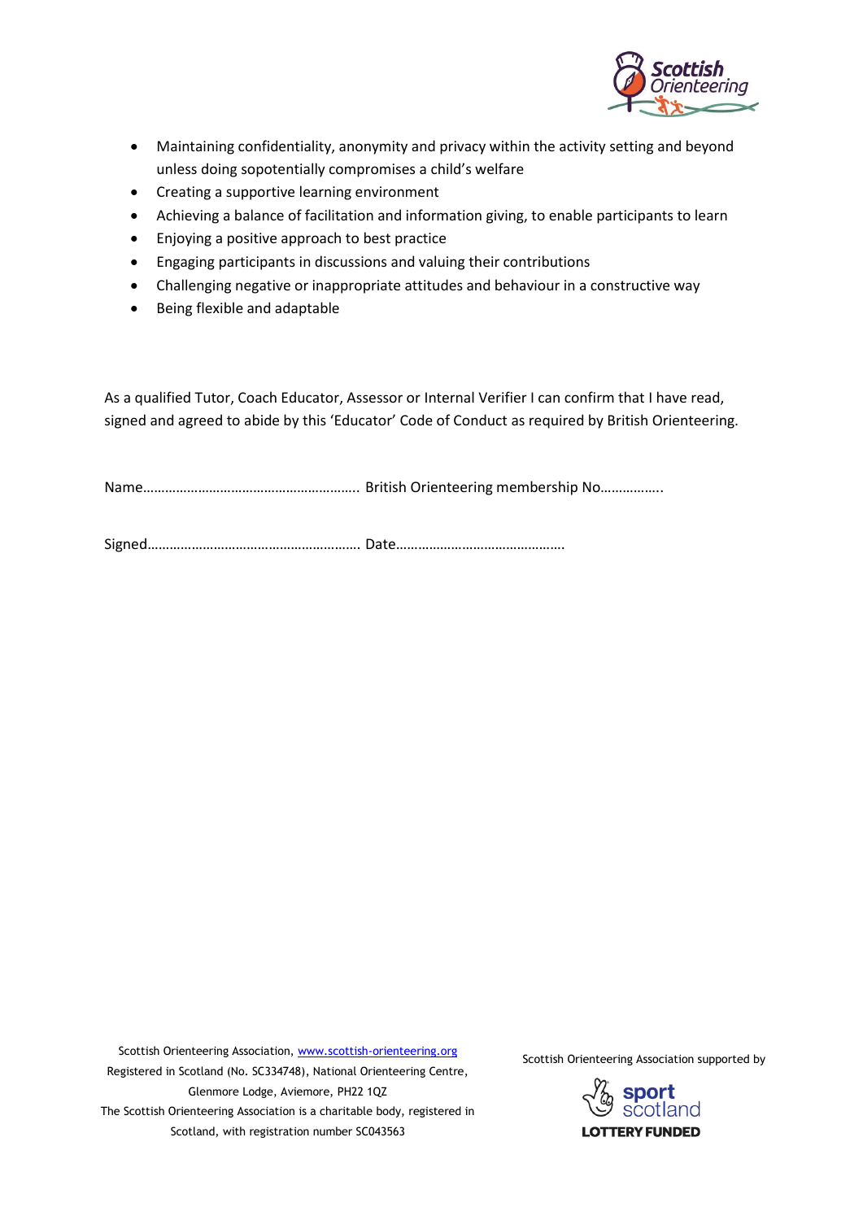- Maintaining confidentiality, anonymity and privacy within the activity setting and beyond unless doing sopotentially compromises a child's welfare
- Creating a supportive learning environment
- Achieving a balance of facilitation and information giving, to enable participants to learn
- Enjoying a positive approach to best practice
- Engaging participants in discussions and valuing their contributions
- Challenging negative or inappropriate attitudes and behaviour in a constructive way
- Being flexible and adaptable

As a qualified Tutor, Coach Educator, Assessor or Internal Verifier I can confirm that I have read, signed and agreed to abide by this 'Educator' Code of Conduct as required by British Orienteering.

Name………………………………………………….. British Orienteering membership No……………..

Signed…………………………………………………. Date……………………………………….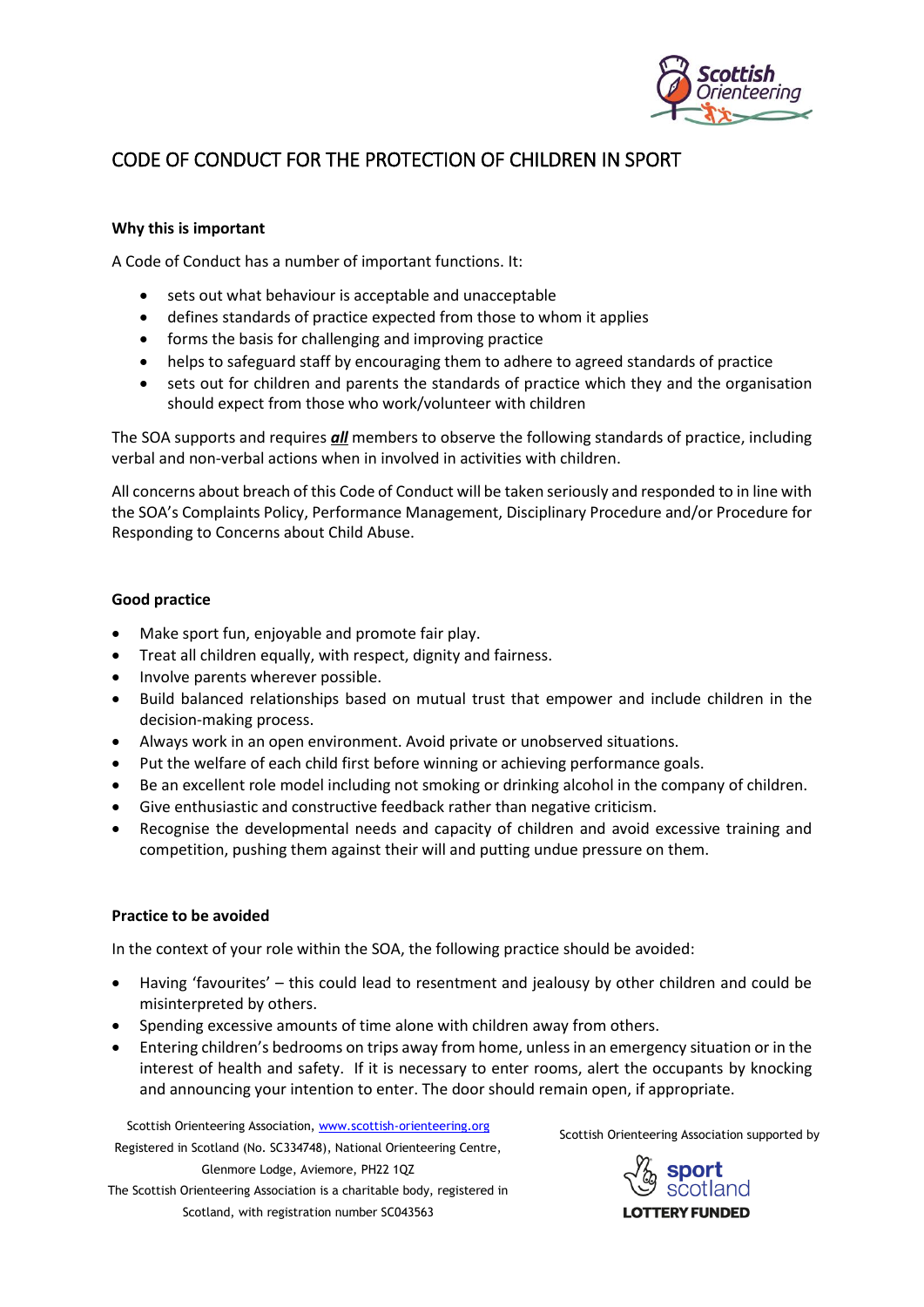# CODE OF CONDUCT FOR THE PROTECTION OF CHILDREN IN SPORT

**Why this is important**

A Code of Conduct has a number of important functions. It:

- sets out what behaviour is acceptable and unacceptable
- defines standards of practice expected from those to whom it applies
- forms the basis for challenging and improving practice
- helps to safeguard staff by encouraging them to adhere to agreed standards of practice
- sets out for children and parents the standards of practice which they and the organisation should expect from those who work/volunteer with children

The SOA supports and requires ***all*** members to observe the following standards of practice, including verbal and non-verbal actions when in involved in activities with children.

All concerns about breach of this Code of Conduct will be taken seriously and responded to in line with the SOA's Complaints Policy, Performance Management, Disciplinary Procedure and/or Procedure for Responding to Concerns about Child Abuse.

**Good practice**

- Make sport fun, enjoyable and promote fair play.
- Treat all children equally, with respect, dignity and fairness.
- Involve parents wherever possible.
- Build balanced relationships based on mutual trust that empower and include children in the decision-making process.
- Always work in an open environment. Avoid private or unobserved situations.
- Put the welfare of each child first before winning or achieving performance goals.
- Be an excellent role model including not smoking or drinking alcohol in the company of children.
- Give enthusiastic and constructive feedback rather than negative criticism.
- Recognise the developmental needs and capacity of children and avoid excessive training and competition, pushing them against their will and putting undue pressure on them.

**Practice to be avoided**

In the context of your role within the SOA, the following practice should be avoided:

- Having 'favourites' – this could lead to resentment and jealousy by other children and could be misinterpreted by others.
- Spending excessive amounts of time alone with children away from others.
- Entering children's bedrooms on trips away from home, unless in an emergency situation or in the interest of health and safety. If it is necessary to enter rooms, alert the occupants by knocking and announcing your intention to enter. The door should remain open, if appropriate.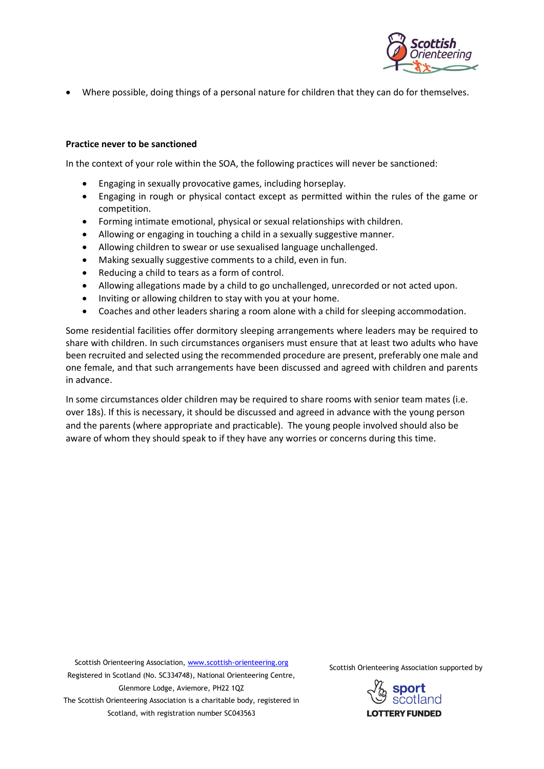- Where possible, doing things of a personal nature for children that they can do for themselves.

**Practice never to be sanctioned**

In the context of your role within the SOA, the following practices will never be sanctioned:

- Engaging in sexually provocative games, including horseplay.
- Engaging in rough or physical contact except as permitted within the rules of the game or competition.
- Forming intimate emotional, physical or sexual relationships with children.
- Allowing or engaging in touching a child in a sexually suggestive manner.
- Allowing children to swear or use sexualised language unchallenged.
- Making sexually suggestive comments to a child, even in fun.
- Reducing a child to tears as a form of control.
- Allowing allegations made by a child to go unchallenged, unrecorded or not acted upon.
- Inviting or allowing children to stay with you at your home.
- Coaches and other leaders sharing a room alone with a child for sleeping accommodation.

Some residential facilities offer dormitory sleeping arrangements where leaders may be required to share with children. In such circumstances organisers must ensure that at least two adults who have been recruited and selected using the recommended procedure are present, preferably one male and one female, and that such arrangements have been discussed and agreed with children and parents in advance.

In some circumstances older children may be required to share rooms with senior team mates (i.e. over 18s). If this is necessary, it should be discussed and agreed in advance with the young person and the parents (where appropriate and practicable). The young people involved should also be aware of whom they should speak to if they have any worries or concerns during this time.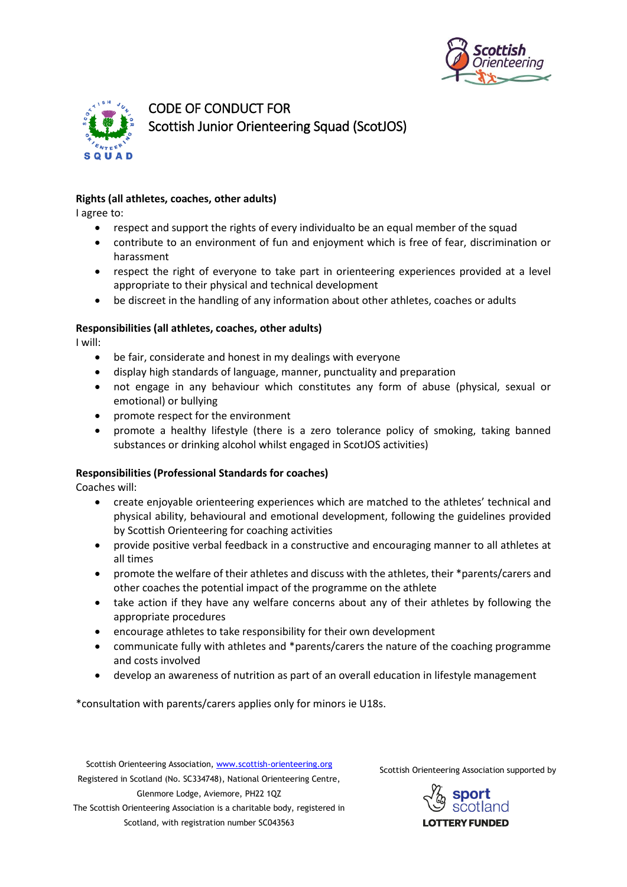# CODE OF CONDUCT FOR
# Scottish Junior Orienteering Squad (ScotJOS)

**Rights (all athletes, coaches, other adults)**

I agree to:

- respect and support the rights of every individualto be an equal member of the squad
- contribute to an environment of fun and enjoyment which is free of fear, discrimination or harassment
- respect the right of everyone to take part in orienteering experiences provided at a level appropriate to their physical and technical development
- be discreet in the handling of any information about other athletes, coaches or adults

**Responsibilities (all athletes, coaches, other adults)**

I will:

- be fair, considerate and honest in my dealings with everyone
- display high standards of language, manner, punctuality and preparation
- not engage in any behaviour which constitutes any form of abuse (physical, sexual or emotional) or bullying
- promote respect for the environment
- promote a healthy lifestyle (there is a zero tolerance policy of smoking, taking banned substances or drinking alcohol whilst engaged in ScotJOS activities)

**Responsibilities (Professional Standards for coaches)**

Coaches will:

- create enjoyable orienteering experiences which are matched to the athletes' technical and physical ability, behavioural and emotional development, following the guidelines provided by Scottish Orienteering for coaching activities
- provide positive verbal feedback in a constructive and encouraging manner to all athletes at all times
- promote the welfare of their athletes and discuss with the athletes, their *parents/carers and other coaches the potential impact of the programme on the athlete
- take action if they have any welfare concerns about any of their athletes by following the appropriate procedures
- encourage athletes to take responsibility for their own development
- communicate fully with athletes and *parents/carers the nature of the coaching programme and costs involved
- develop an awareness of nutrition as part of an overall education in lifestyle management

*consultation with parents/carers applies only for minors ie U18s.

Scottish Orienteering Association, www.scottish-orienteering.org
Registered in Scotland (No. SC334748), National Orienteering Centre, Glenmore Lodge, Aviemore, PH22 1QZ
The Scottish Orienteering Association is a charitable body, registered in Scotland, with registration number SC043563

Scottish Orienteering Association supported by sport scotland LOTTERY FUNDED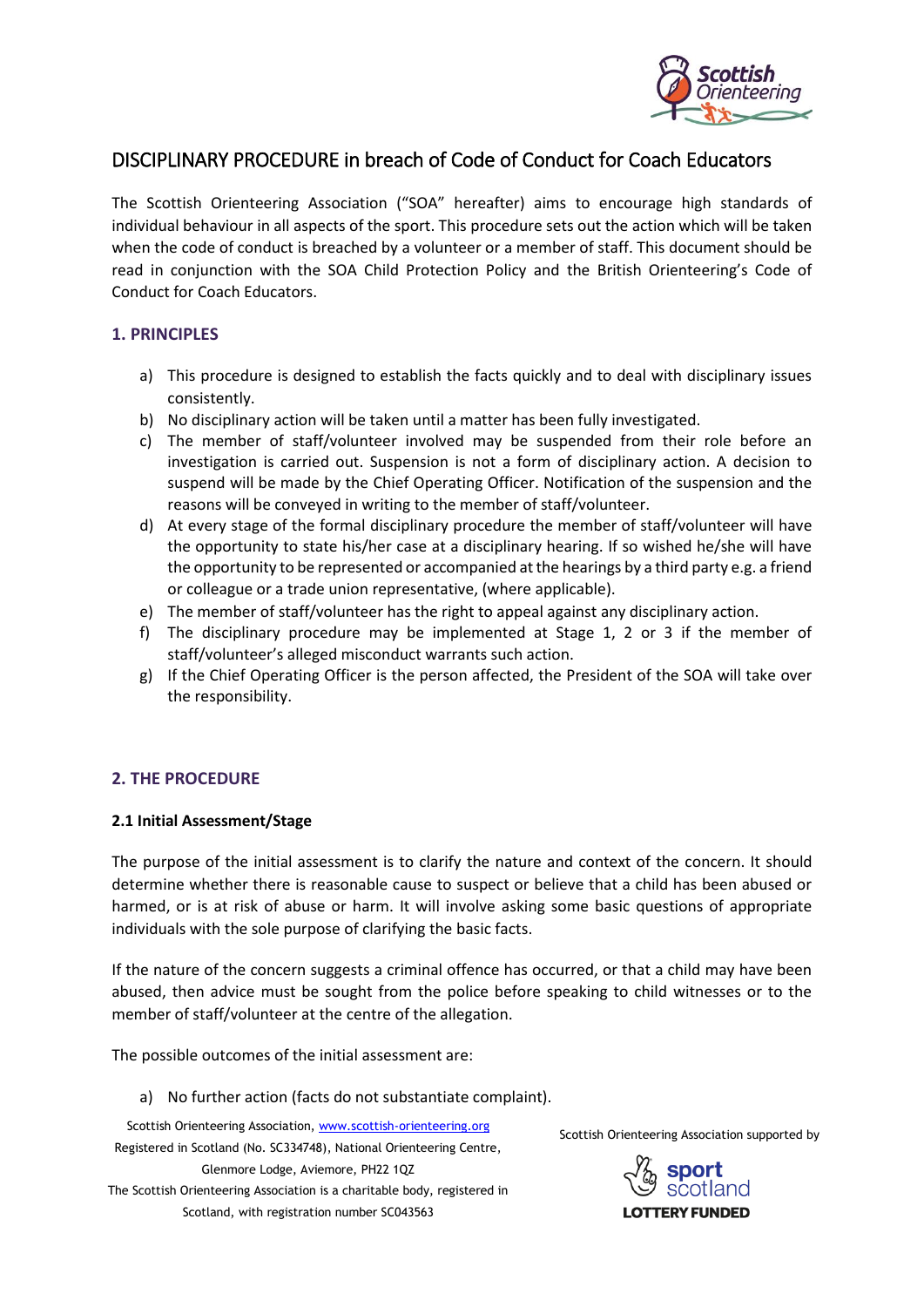# DISCIPLINARY PROCEDURE in breach of Code of Conduct for Coach Educators

The Scottish Orienteering Association ("SOA" hereafter) aims to encourage high standards of individual behaviour in all aspects of the sport. This procedure sets out the action which will be taken when the code of conduct is breached by a volunteer or a member of staff. This document should be read in conjunction with the SOA Child Protection Policy and the British Orienteering's Code of Conduct for Coach Educators.

## 1. PRINCIPLES

a) This procedure is designed to establish the facts quickly and to deal with disciplinary issues consistently.
b) No disciplinary action will be taken until a matter has been fully investigated.
c) The member of staff/volunteer involved may be suspended from their role before an investigation is carried out. Suspension is not a form of disciplinary action. A decision to suspend will be made by the Chief Operating Officer. Notification of the suspension and the reasons will be conveyed in writing to the member of staff/volunteer.
d) At every stage of the formal disciplinary procedure the member of staff/volunteer will have the opportunity to state his/her case at a disciplinary hearing. If so wished he/she will have the opportunity to be represented or accompanied at the hearings by a third party e.g. a friend or colleague or a trade union representative, (where applicable).
e) The member of staff/volunteer has the right to appeal against any disciplinary action.
f) The disciplinary procedure may be implemented at Stage 1, 2 or 3 if the member of staff/volunteer's alleged misconduct warrants such action.
g) If the Chief Operating Officer is the person affected, the President of the SOA will take over the responsibility.

## 2. THE PROCEDURE

### 2.1 Initial Assessment/Stage

The purpose of the initial assessment is to clarify the nature and context of the concern. It should determine whether there is reasonable cause to suspect or believe that a child has been abused or harmed, or is at risk of abuse or harm. It will involve asking some basic questions of appropriate individuals with the sole purpose of clarifying the basic facts.

If the nature of the concern suggests a criminal offence has occurred, or that a child may have been abused, then advice must be sought from the police before speaking to child witnesses or to the member of staff/volunteer at the centre of the allegation.

The possible outcomes of the initial assessment are:

a) No further action (facts do not substantiate complaint).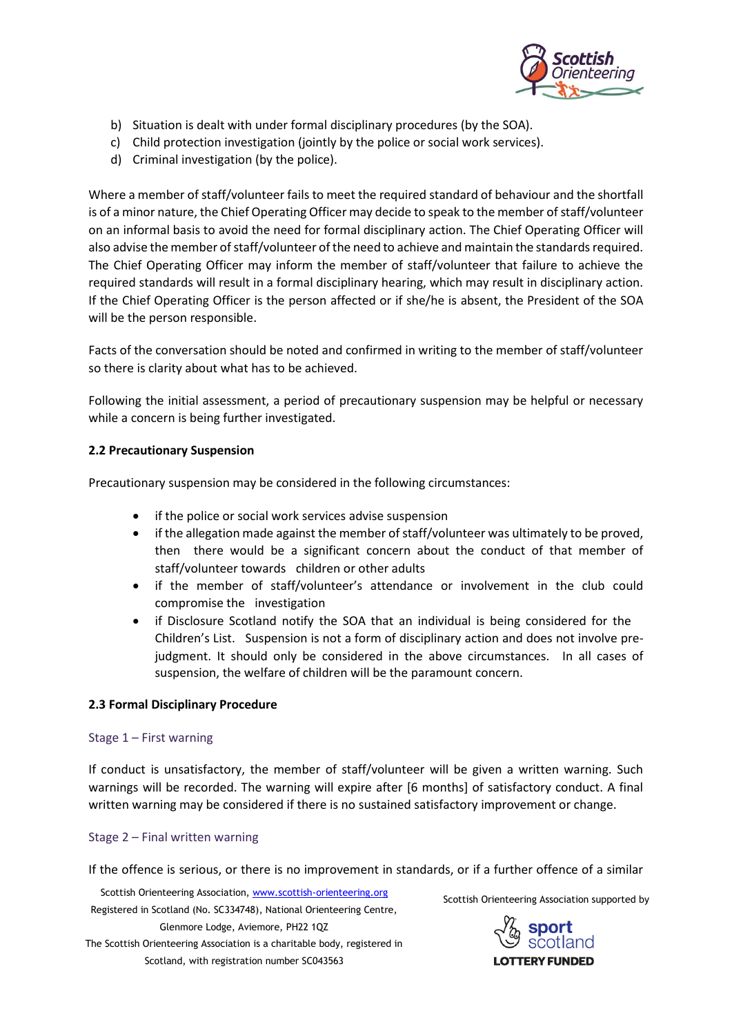b) Situation is dealt with under formal disciplinary procedures (by the SOA).
c) Child protection investigation (jointly by the police or social work services).
d) Criminal investigation (by the police).

Where a member of staff/volunteer fails to meet the required standard of behaviour and the shortfall is of a minor nature, the Chief Operating Officer may decide to speak to the member of staff/volunteer on an informal basis to avoid the need for formal disciplinary action. The Chief Operating Officer will also advise the member of staff/volunteer of the need to achieve and maintain the standards required. The Chief Operating Officer may inform the member of staff/volunteer that failure to achieve the required standards will result in a formal disciplinary hearing, which may result in disciplinary action. If the Chief Operating Officer is the person affected or if she/he is absent, the President of the SOA will be the person responsible.

Facts of the conversation should be noted and confirmed in writing to the member of staff/volunteer so there is clarity about what has to be achieved.

Following the initial assessment, a period of precautionary suspension may be helpful or necessary while a concern is being further investigated.

**2.2 Precautionary Suspension**

Precautionary suspension may be considered in the following circumstances:

- if the police or social work services advise suspension
- if the allegation made against the member of staff/volunteer was ultimately to be proved, then there would be a significant concern about the conduct of that member of staff/volunteer towards children or other adults
- if the member of staff/volunteer's attendance or involvement in the club could compromise the investigation
- if Disclosure Scotland notify the SOA that an individual is being considered for the Children's List. Suspension is not a form of disciplinary action and does not involve pre-judgment. It should only be considered in the above circumstances. In all cases of suspension, the welfare of children will be the paramount concern.

**2.3 Formal Disciplinary Procedure**

Stage 1 – First warning

If conduct is unsatisfactory, the member of staff/volunteer will be given a written warning. Such warnings will be recorded. The warning will expire after [6 months] of satisfactory conduct. A final written warning may be considered if there is no sustained satisfactory improvement or change.

Stage 2 – Final written warning

If the offence is serious, or there is no improvement in standards, or if a further offence of a similar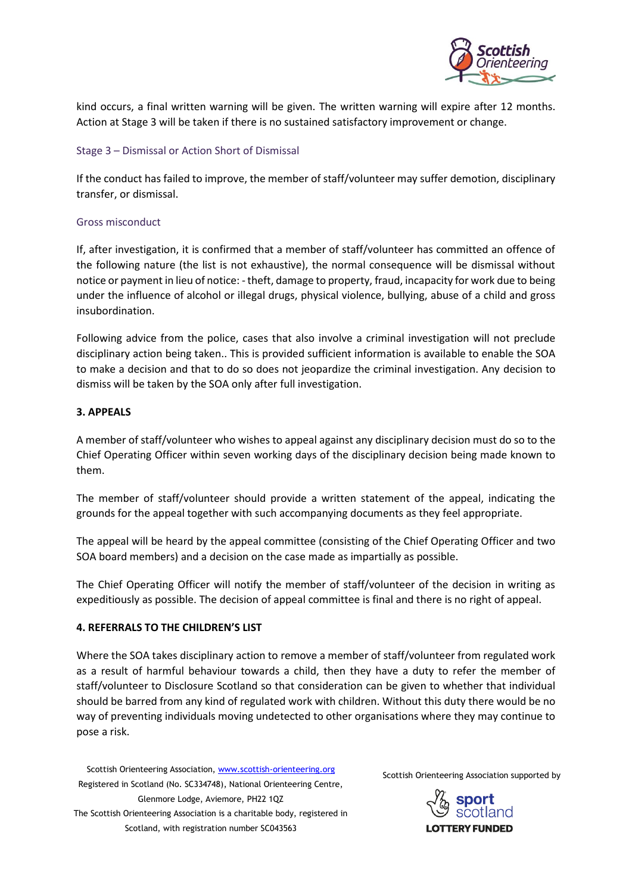kind occurs, a final written warning will be given. The written warning will expire after 12 months. Action at Stage 3 will be taken if there is no sustained satisfactory improvement or change.

### Stage 3 – Dismissal or Action Short of Dismissal

If the conduct has failed to improve, the member of staff/volunteer may suffer demotion, disciplinary transfer, or dismissal.

### Gross misconduct

If, after investigation, it is confirmed that a member of staff/volunteer has committed an offence of the following nature (the list is not exhaustive), the normal consequence will be dismissal without notice or payment in lieu of notice: - theft, damage to property, fraud, incapacity for work due to being under the influence of alcohol or illegal drugs, physical violence, bullying, abuse of a child and gross insubordination.

Following advice from the police, cases that also involve a criminal investigation will not preclude disciplinary action being taken.. This is provided sufficient information is available to enable the SOA to make a decision and that to do so does not jeopardize the criminal investigation. Any decision to dismiss will be taken by the SOA only after full investigation.

## 3. APPEALS

A member of staff/volunteer who wishes to appeal against any disciplinary decision must do so to the Chief Operating Officer within seven working days of the disciplinary decision being made known to them.

The member of staff/volunteer should provide a written statement of the appeal, indicating the grounds for the appeal together with such accompanying documents as they feel appropriate.

The appeal will be heard by the appeal committee (consisting of the Chief Operating Officer and two SOA board members) and a decision on the case made as impartially as possible.

The Chief Operating Officer will notify the member of staff/volunteer of the decision in writing as expeditiously as possible. The decision of appeal committee is final and there is no right of appeal.

## 4. REFERRALS TO THE CHILDREN'S LIST

Where the SOA takes disciplinary action to remove a member of staff/volunteer from regulated work as a result of harmful behaviour towards a child, then they have a duty to refer the member of staff/volunteer to Disclosure Scotland so that consideration can be given to whether that individual should be barred from any kind of regulated work with children. Without this duty there would be no way of preventing individuals moving undetected to other organisations where they may continue to pose a risk.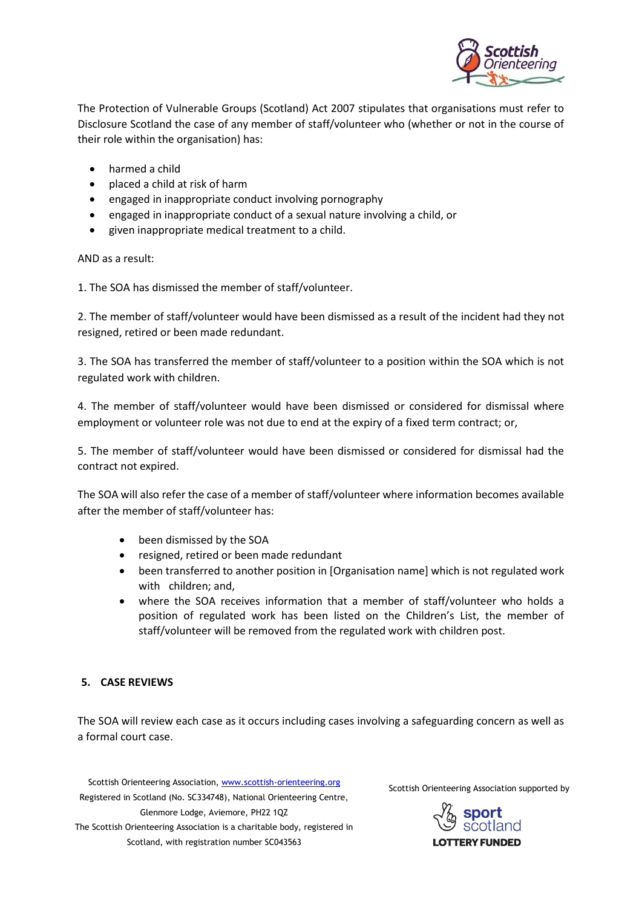The Protection of Vulnerable Groups (Scotland) Act 2007 stipulates that organisations must refer to Disclosure Scotland the case of any member of staff/volunteer who (whether or not in the course of their role within the organisation) has:

- harmed a child
- placed a child at risk of harm
- engaged in inappropriate conduct involving pornography
- engaged in inappropriate conduct of a sexual nature involving a child, or
- given inappropriate medical treatment to a child.

AND as a result:

1. The SOA has dismissed the member of staff/volunteer.

2. The member of staff/volunteer would have been dismissed as a result of the incident had they not resigned, retired or been made redundant.

3. The SOA has transferred the member of staff/volunteer to a position within the SOA which is not regulated work with children.

4. The member of staff/volunteer would have been dismissed or considered for dismissal where employment or volunteer role was not due to end at the expiry of a fixed term contract; or,

5. The member of staff/volunteer would have been dismissed or considered for dismissal had the contract not expired.

The SOA will also refer the case of a member of staff/volunteer where information becomes available after the member of staff/volunteer has:

- been dismissed by the SOA
- resigned, retired or been made redundant
- been transferred to another position in [Organisation name] which is not regulated work with children; and,
- where the SOA receives information that a member of staff/volunteer who holds a position of regulated work has been listed on the Children's List, the member of staff/volunteer will be removed from the regulated work with children post.

## 5. CASE REVIEWS

The SOA will review each case as it occurs including cases involving a safeguarding concern as well as a formal court case.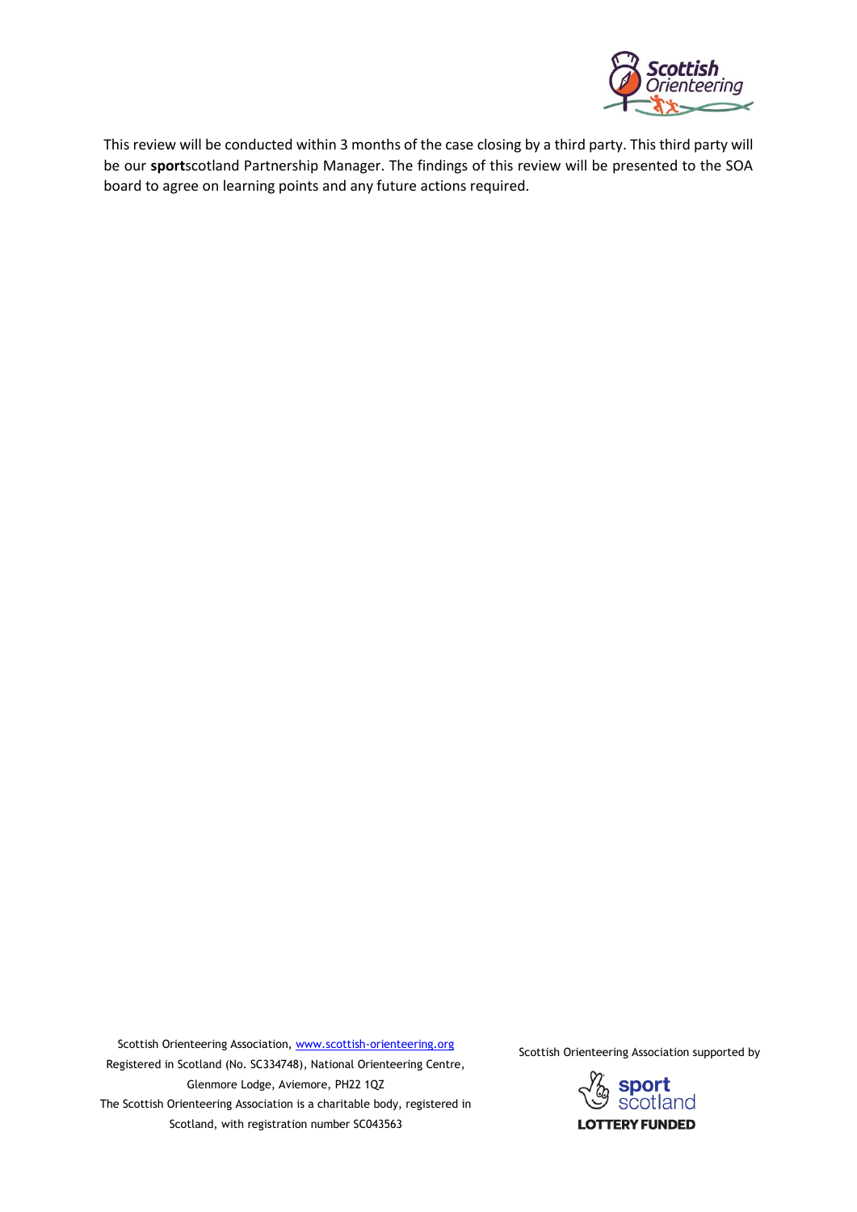This review will be conducted within 3 months of the case closing by a third party. This third party will be our **sport**scotland Partnership Manager. The findings of this review will be presented to the SOA board to agree on learning points and any future actions required.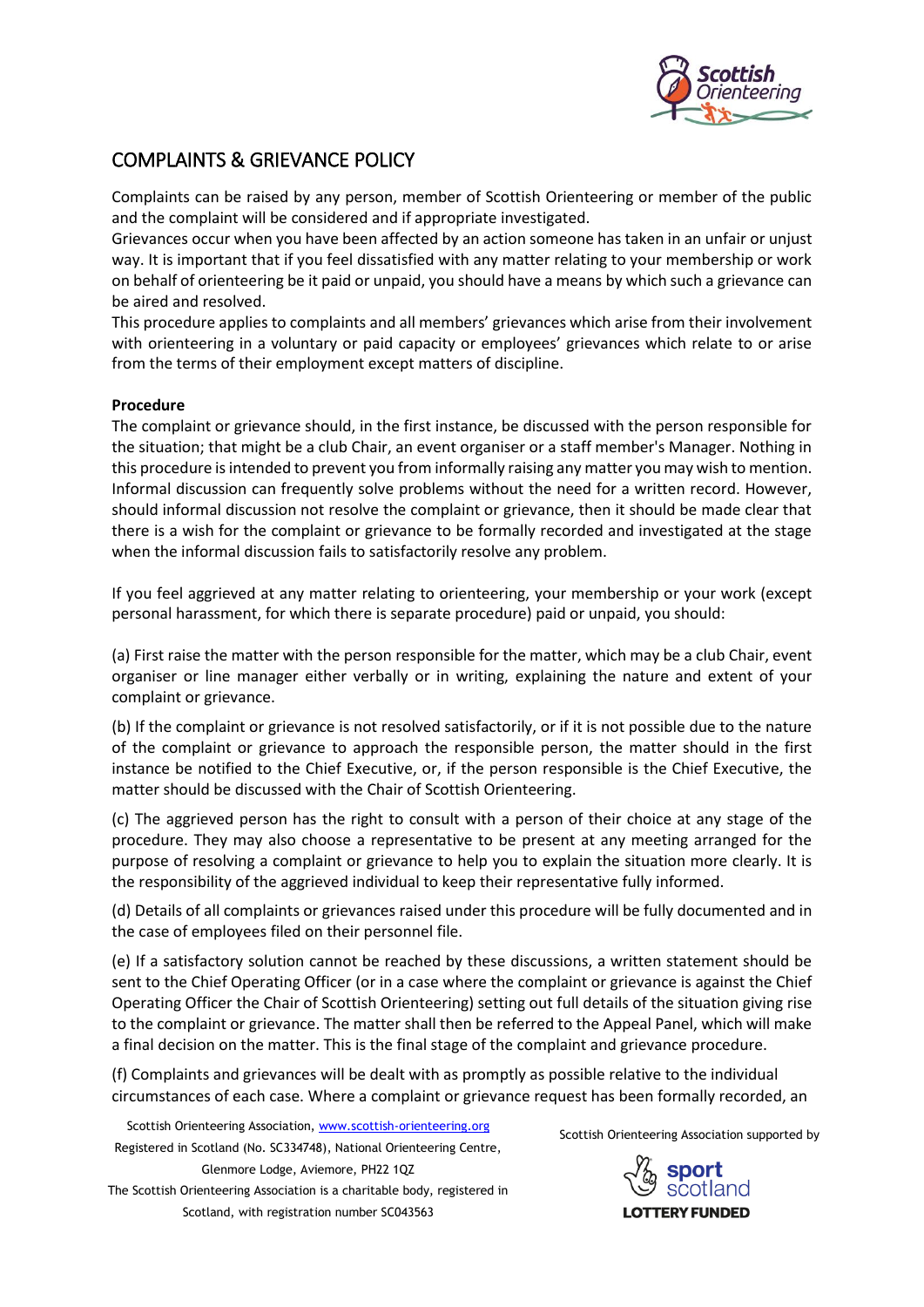# COMPLAINTS & GRIEVANCE POLICY

Complaints can be raised by any person, member of Scottish Orienteering or member of the public and the complaint will be considered and if appropriate investigated.
Grievances occur when you have been affected by an action someone has taken in an unfair or unjust way. It is important that if you feel dissatisfied with any matter relating to your membership or work on behalf of orienteering be it paid or unpaid, you should have a means by which such a grievance can be aired and resolved.
This procedure applies to complaints and all members' grievances which arise from their involvement with orienteering in a voluntary or paid capacity or employees' grievances which relate to or arise from the terms of their employment except matters of discipline.

**Procedure**
The complaint or grievance should, in the first instance, be discussed with the person responsible for the situation; that might be a club Chair, an event organiser or a staff member's Manager. Nothing in this procedure is intended to prevent you from informally raising any matter you may wish to mention. Informal discussion can frequently solve problems without the need for a written record. However, should informal discussion not resolve the complaint or grievance, then it should be made clear that there is a wish for the complaint or grievance to be formally recorded and investigated at the stage when the informal discussion fails to satisfactorily resolve any problem.

If you feel aggrieved at any matter relating to orienteering, your membership or your work (except personal harassment, for which there is separate procedure) paid or unpaid, you should:

(a) First raise the matter with the person responsible for the matter, which may be a club Chair, event organiser or line manager either verbally or in writing, explaining the nature and extent of your complaint or grievance.

(b) If the complaint or grievance is not resolved satisfactorily, or if it is not possible due to the nature of the complaint or grievance to approach the responsible person, the matter should in the first instance be notified to the Chief Executive, or, if the person responsible is the Chief Executive, the matter should be discussed with the Chair of Scottish Orienteering.

(c) The aggrieved person has the right to consult with a person of their choice at any stage of the procedure. They may also choose a representative to be present at any meeting arranged for the purpose of resolving a complaint or grievance to help you to explain the situation more clearly. It is the responsibility of the aggrieved individual to keep their representative fully informed.

(d) Details of all complaints or grievances raised under this procedure will be fully documented and in the case of employees filed on their personnel file.

(e) If a satisfactory solution cannot be reached by these discussions, a written statement should be sent to the Chief Operating Officer (or in a case where the complaint or grievance is against the Chief Operating Officer the Chair of Scottish Orienteering) setting out full details of the situation giving rise to the complaint or grievance. The matter shall then be referred to the Appeal Panel, which will make a final decision on the matter. This is the final stage of the complaint and grievance procedure.

(f) Complaints and grievances will be dealt with as promptly as possible relative to the individual circumstances of each case. Where a complaint or grievance request has been formally recorded, an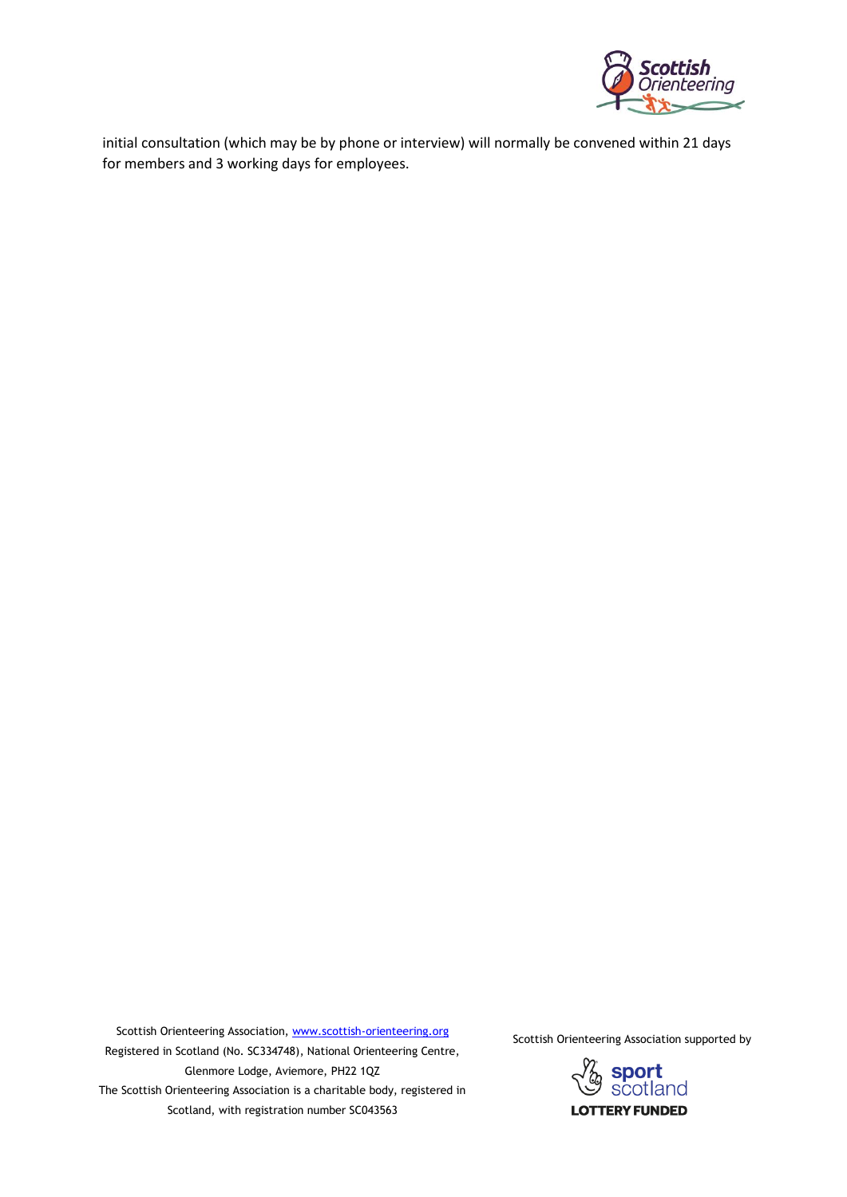initial consultation (which may be by phone or interview) will normally be convened within 21 days for members and 3 working days for employees.